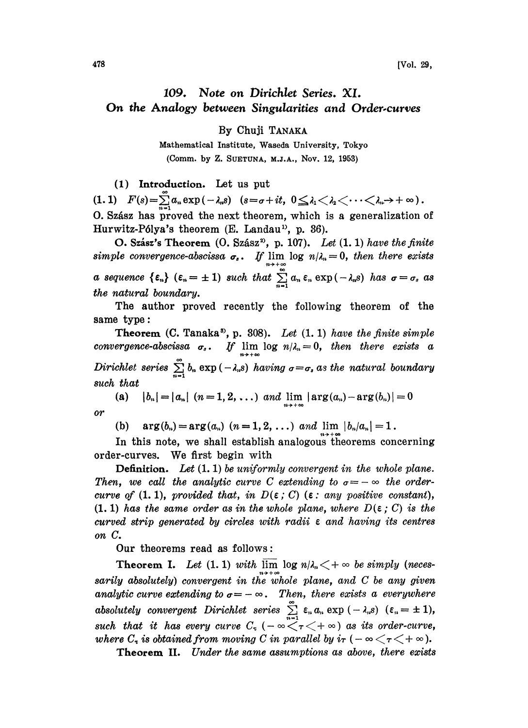# 109. Note on Dirichlet Series. XI. On the Analogy between Singularities and Order-curves

By Chuji TANAKA

Mathematical Institute, Waseda University, Tokyo

(Comm. by Z. SUETUNA, M.J.A., Nov. 12, 1953)

**(1) Introduction.** Let us put

(1.1) $F(s)=\sum_{n=1}^{\infty} a_n \exp(-\lambda_n s) \quad (s=\sigma+it,\ 0\leqq\lambda_1<\lambda_2<\cdots<\lambda_n\to+\infty)$.

O. Szász has proved the next theorem, which is a generalization of Hurwitz-Pólya's theorem (E. Landau[1], p. 36).

**O. Szász's Theorem** (O. Szász[2], p. 107). *Let (1.1) have the finite simple convergence-abscissa $\sigma_s$. If $\lim_{n\to+\infty} \log n/\lambda_n=0$, then there exists a sequence $\{\varepsilon_n\}$ $(\varepsilon_n=\pm 1)$ such that $\sum_{n=1}^{\infty} a_n \varepsilon_n \exp(-\lambda_n s)$ has $\sigma=\sigma_s$ as the natural boundary.*

The author proved recently the following theorem of the same type:

**Theorem** (C. Tanaka[3], p. 308). *Let (1.1) have the finite simple convergence-abscissa $\sigma_s$. If $\lim_{n\to+\infty} \log n/\lambda_n=0$, then there exists a Dirichlet series $\sum_{n=1}^{\infty} b_n \exp(-\lambda_n s)$ having $\sigma=\sigma_s$ as the natural boundary such that*

(a) $|b_n|=|a_n|$ $(n=1,2,\ldots)$ *and* $\lim_{n\to+\infty} |\arg(a_n)-\arg(b_n)|=0$

*or*

(b) $\arg(b_n)=\arg(a_n)$ $(n=1,2,\ldots)$ *and* $\lim_{n\to+\infty} |b_n/a_n|=1$.

In this note, we shall establish analogous theorems concerning order-curves. We first begin with

**Definition.** *Let (1.1) be uniformly convergent in the whole plane. Then, we call the analytic curve $C$ extending to $\sigma=-\infty$ the order-curve of (1.1), provided that, in $D(\varepsilon;C)$ ($\varepsilon$: any positive constant), (1.1) has the same order as in the whole plane, where $D(\varepsilon;C)$ is the curved strip generated by circles with radii $\varepsilon$ and having its centres on $C$.*

Our theorems read as follows:

**Theorem I.** *Let (1.1) with $\overline{\lim}_{n\to+\infty} \log n/\lambda_n<+\infty$ be simply (necessarily absolutely) convergent in the whole plane, and $C$ be any given analytic curve extending to $\sigma=-\infty$. Then, there exists a everywhere absolutely convergent Dirichlet series $\sum_{n=1}^{\infty} \varepsilon_n a_n \exp(-\lambda_n s)$ $(\varepsilon_n=\pm 1)$, such that it has every curve $C_\tau$ $(-\infty<\tau<+\infty)$ as its order-curve, where $C_\tau$ is obtained from moving $C$ in parallel by $i\tau$ $(-\infty<\tau<+\infty)$.*

**Theorem II.** *Under the same assumptions as above, there exists*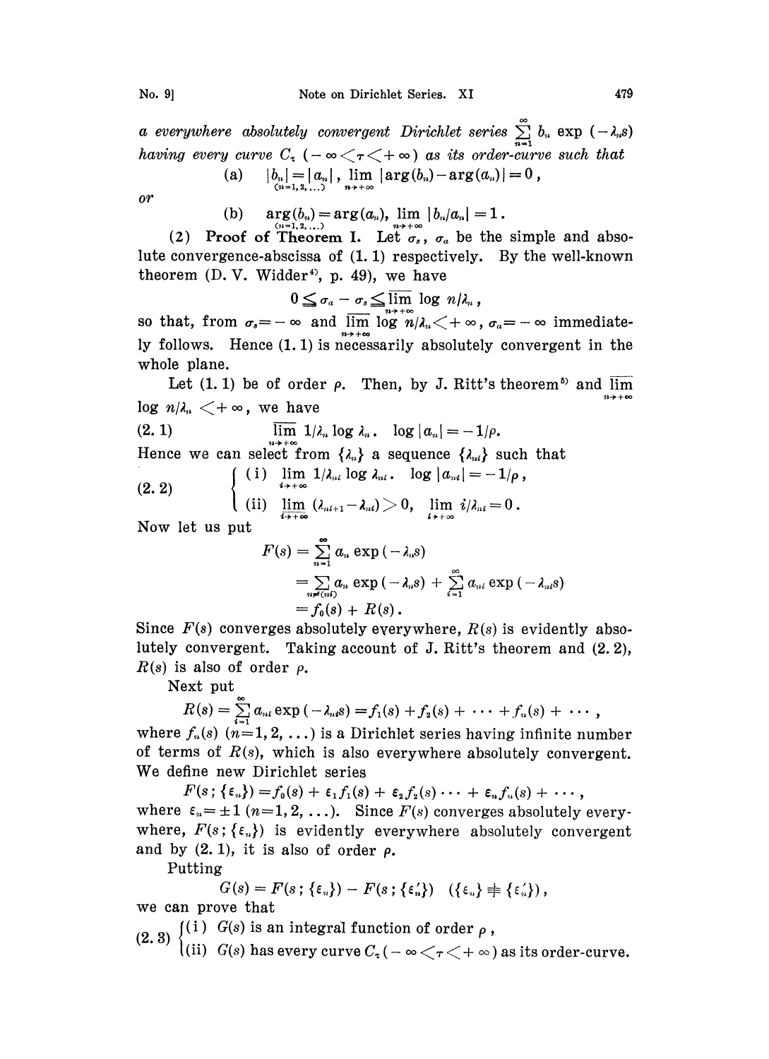*a everywhere absolutely convergent Dirichlet series* $\sum_{n=1}^{\infty} b_n \exp(-\lambda_n s)$ *having every curve* $C_\tau$ $(-\infty < \tau < +\infty)$ *as its order-curve such that*

$$\text{(a)} \quad \underset{(n=1,2,\ldots)}{|b_n| = |a_n|}, \ \lim_{n\to+\infty} |\arg(b_n) - \arg(a_n)| = 0,$$

*or*

$$\text{(b)} \quad \underset{(n=1,2,\ldots)}{\arg(b_n) = \arg(a_n)}, \ \lim_{n\to+\infty} |b_n/a_n| = 1.$$

(2) **Proof of Theorem I.** Let $\sigma_s$, $\sigma_a$ be the simple and absolute convergence-abscissa of (1.1) respectively. By the well-known theorem (D. V. Widder[4], p. 49), we have

$$0 \leq \sigma_a - \sigma_s \leq \overline{\lim_{n\to+\infty}} \log n/\lambda_n,$$

so that, from $\sigma_s = -\infty$ and $\overline{\lim}_{n\to+\infty} \log n/\lambda_n < +\infty$, $\sigma_a = -\infty$ immediately follows. Hence (1.1) is necessarily absolutely convergent in the whole plane.

Let (1.1) be of order $\rho$. Then, by J. Ritt's theorem[5] and $\overline{\lim}_{n\to+\infty} \log n/\lambda_n < +\infty$, we have

$$\text{(2.1)} \qquad \overline{\lim_{n\to+\infty}} 1/\lambda_n \log \lambda_n \cdot \log |a_n| = -1/\rho.$$

Hence we can select from $\{\lambda_n\}$ a sequence $\{\lambda_{n_i}\}$ such that

$$\text{(2.2)} \quad \begin{cases} \text{(i)} \ \lim_{i\to+\infty} 1/\lambda_{n_i} \log \lambda_{n_i} \cdot \log |a_{n_i}| = -1/\rho, \\ \text{(ii)} \ \underline{\lim}_{i\to+\infty} (\lambda_{n_{i+1}} - \lambda_{n_i}) > 0, \ \lim_{i\to+\infty} i/\lambda_{n_i} = 0. \end{cases}$$

Now let us put

$$\begin{aligned} F(s) &= \sum_{n=1}^{\infty} a_n \exp(-\lambda_n s) \\ &= \sum_{n \neq (n_i)} a_n \exp(-\lambda_n s) + \sum_{i=1}^{\infty} a_{n_i} \exp(-\lambda_{n_i} s) \\ &= f_0(s) + R(s). \end{aligned}$$

Since $F(s)$ converges absolutely everywhere, $R(s)$ is evidently absolutely convergent. Taking account of J. Ritt's theorem and (2.2), $R(s)$ is also of order $\rho$.

Next put

$$R(s) = \sum_{i=1}^{\infty} a_{n_i} \exp(-\lambda_{n_i} s) = f_1(s) + f_2(s) + \cdots + f_n(s) + \cdots,$$

where $f_n(s)$ $(n=1, 2, \ldots)$ is a Dirichlet series having infinite number of terms of $R(s)$, which is also everywhere absolutely convergent. We define new Dirichlet series

$$F(s; \{\varepsilon_n\}) = f_0(s) + \varepsilon_1 f_1(s) + \varepsilon_2 f_2(s) \cdots + \varepsilon_n f_n(s) + \cdots,$$

where $\varepsilon_n = \pm 1$ $(n=1, 2, \ldots)$. Since $F(s)$ converges absolutely everywhere, $F(s; \{\varepsilon_n\})$ is evidently everywhere absolutely convergent and by (2.1), it is also of order $\rho$.

Putting

$$G(s) = F(s; \{\varepsilon_n\}) - F(s; \{\varepsilon_n'\}) \quad (\{\varepsilon_n\} \neq \{\varepsilon_n'\}),$$

we can prove that

$$\text{(2.3)} \quad \begin{cases} \text{(i)} \ G(s) \text{ is an integral function of order } \rho, \\ \text{(ii)} \ G(s) \text{ has every curve } C_\tau \ (-\infty < \tau < +\infty) \text{ as its order-curve.} \end{cases}$$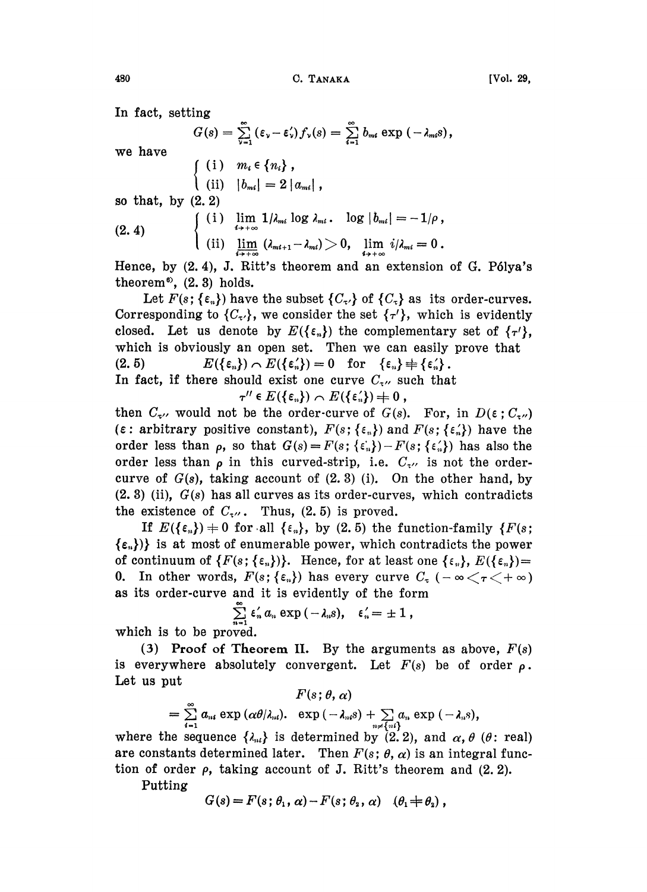In fact, setting

$$G(s) = \sum_{\nu=1}^{\infty} (\varepsilon_\nu - \varepsilon'_\nu) f_\nu(s) = \sum_{i=1}^{\infty} b_{m_i} \exp(-\lambda_{m_i} s),$$

we have

$$\begin{cases} \text{(i)} & m_i \in \{n_i\}, \\ \text{(ii)} & |b_{m_i}| = 2\,|a_{m_i}|, \end{cases}$$

so that, by (2. 2)

$$(2.\,4) \qquad \begin{cases} \text{(i)} & \lim\limits_{i\to+\infty} 1/\lambda_{m_i} \log \lambda_{m_i}.\ \ \log |b_{m_i}| = -1/\rho, \\ \text{(ii)} & \varliminf\limits_{i\to+\infty} (\lambda_{m_{i+1}} - \lambda_{m_i}) > 0, \ \ \lim\limits_{i\to+\infty} i/\lambda_{m_i} = 0. \end{cases}$$

Hence, by (2. 4), J. Ritt's theorem and an extension of G. Pólya's theorem[6], (2. 3) holds.

Let $F(s;\{\varepsilon_n\})$ have the subset $\{C_{\tau'}\}$ of $\{C_\tau\}$ as its order-curves. Corresponding to $\{C_{\tau'}\}$, we consider the set $\{\tau'\}$, which is evidently closed. Let us denote by $E(\{\varepsilon_n\})$ the complementary set of $\{\tau'\}$, which is obviously an open set. Then we can easily prove that

$$(2.\,5) \qquad E(\{\varepsilon_n\}) \frown E(\{\varepsilon'_n\}) = 0 \quad \text{for} \quad \{\varepsilon_n\} \neq \{\varepsilon'_n\}.$$

In fact, if there should exist one curve $C_{\tau''}$ such that

$$\tau'' \in E(\{\varepsilon_n\}) \frown E(\{\varepsilon'_n\}) \neq 0,$$

then $C_{\tau''}$ would not be the order-curve of $G(s)$. For, in $D(\varepsilon; C_{\tau''})$ ($\varepsilon$: arbitrary positive constant), $F(s;\{\varepsilon_n\})$ and $F(s;\{\varepsilon'_n\})$ have the order less than $\rho$, so that $G(s) = F(s;\{\varepsilon_n\}) - F(s;\{\varepsilon'_n\})$ has also the order less than $\rho$ in this curved-strip, i.e. $C_{\tau''}$ is not the order-curve of $G(s)$, taking account of (2. 3) (i). On the other hand, by (2. 3) (ii), $G(s)$ has all curves as its order-curves, which contradicts the existence of $C_{\tau''}$. Thus, (2. 5) is proved.

If $E(\{\varepsilon_n\}) \neq 0$ for all $\{\varepsilon_n\}$, by (2. 5) the function-family $\{F(s;\{\varepsilon_n\})\}$ is at most of enumerable power, which contradicts the power of continuum of $\{F(s;\{\varepsilon_n\})\}$. Hence, for at least one $\{\varepsilon_n\}$, $E(\{\varepsilon_n\}) = 0$. In other words, $F(s;\{\varepsilon_n\})$ has every curve $C_\tau$ $(-\infty < \tau < +\infty)$ as its order-curve and it is evidently of the form

$$\sum_{n=1}^{\infty} \varepsilon'_n a_n \exp(-\lambda_n s), \quad \varepsilon'_n = \pm 1,$$

which is to be proved.

(3) **Proof of Theorem II.** By the arguments as above, $F(s)$ is everywhere absolutely convergent. Let $F(s)$ be of order $\rho$. Let us put

$$F(s;\theta,\alpha)$$
$$= \sum_{i=1}^{\infty} a_{n_i} \exp(\alpha\theta/\lambda_{n_i}).\ \ \exp(-\lambda_{n_i} s) + \sum_{n \neq \{n_i\}} a_n \exp(-\lambda_n s),$$

where the sequence $\{\lambda_{n_i}\}$ is determined by (2. 2), and $\alpha, \theta$ ($\theta$: real) are constants determined later. Then $F(s;\theta,\alpha)$ is an integral function of order $\rho$, taking account of J. Ritt's theorem and (2. 2).

Putting

$$G(s) = F(s;\theta_1,\alpha) - F(s;\theta_2,\alpha) \quad (\theta_1 \neq \theta_2),$$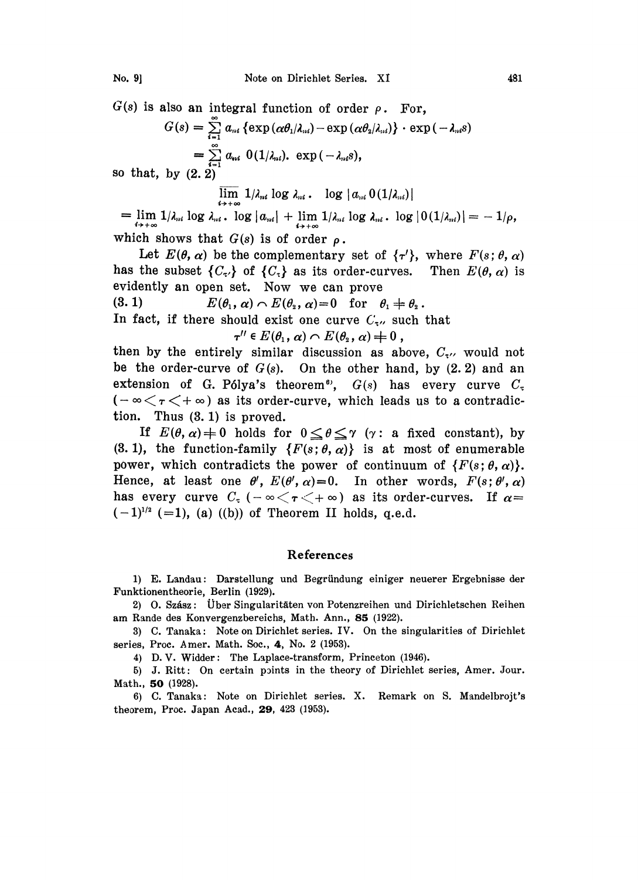$G(s)$ is also an integral function of order $\rho$. For,

$$G(s) = \sum_{i=1}^{\infty} a_{n_i} \{\exp(\alpha\theta_1/\lambda_{n_i}) - \exp(\alpha\theta_2/\lambda_{n_i})\} \cdot \exp(-\lambda_{n_i} s)$$

$$= \sum_{i=1}^{\infty} a_{n_i} \, 0(1/\lambda_{n_i}). \; \exp(-\lambda_{n_i} s),$$

so that, by (2.2)

$$\overline{\lim_{i\to+\infty}} \; 1/\lambda_{n_i} \log \lambda_{n_i} . \quad \log |a_{n_i} 0(1/\lambda_{n_i})|$$

$$= \lim_{i\to+\infty} 1/\lambda_{n_i} \log \lambda_{n_i} . \; \log |a_{n_i}| + \lim_{i\to+\infty} 1/\lambda_{n_i} \log \lambda_{n_i} . \; \log |0(1/\lambda_{n_i})| = -1/\rho,$$

which shows that $G(s)$ is of order $\rho$.

Let $E(\theta, \alpha)$ be the complementary set of $\{\tau'\}$, where $F(s; \theta, \alpha)$ has the subset $\{C_{\tau'}\}$ of $\{C_\tau\}$ as its order-curves. Then $E(\theta, \alpha)$ is evidently an open set. Now we can prove

$$(3.1) \qquad E(\theta_1, \alpha) \frown E(\theta_2, \alpha) = 0 \quad \text{for} \quad \theta_1 \neq \theta_2 .$$

In fact, if there should exist one curve $C_{\tau''}$ such that

$$\tau'' \in E(\theta_1, \alpha) \frown E(\theta_2, \alpha) \neq 0 ,$$

then by the entirely similar discussion as above, $C_{\tau''}$ would not be the order-curve of $G(s)$. On the other hand, by (2.2) and an extension of G. Pólya's theorem[6], $G(s)$ has every curve $C_\tau$ $(-\infty < \tau < +\infty)$ as its order-curve, which leads us to a contradiction. Thus (3.1) is proved.

If $E(\theta, \alpha) \neq 0$ holds for $0 \leqq \theta \leqq \gamma$ ($\gamma$: a fixed constant), by (3.1), the function-family $\{F(s; \theta, \alpha)\}$ is at most of enumerable power, which contradicts the power of continuum of $\{F(s; \theta, \alpha)\}$. Hence, at least one $\theta'$, $E(\theta', \alpha) = 0$. In other words, $F(s; \theta', \alpha)$ has every curve $C_\tau$ $(-\infty < \tau < +\infty)$ as its order-curves. If $\alpha = (-1)^{1/2}$ $(=1)$, (a) ((b)) of Theorem II holds, q.e.d.

## References

1) E. Landau: Darstellung und Begründung einiger neuerer Ergebnisse der Funktionentheorie, Berlin (1929).

2) O. Szász: Über Singularitäten von Potenzreihen und Dirichletschen Reihen am Rande des Konvergenzbereichs, Math. Ann., **85** (1922).

3) C. Tanaka: Note on Dirichlet series. IV. On the singularities of Dirichlet series, Proc. Amer. Math. Soc., **4**, No. 2 (1953).

4) D. V. Widder: The Laplace-transform, Princeton (1946).

5) J. Ritt: On certain points in the theory of Dirichlet series, Amer. Jour. Math., **50** (1928).

6) C. Tanaka: Note on Dirichlet series. X. Remark on S. Mandelbrojt's theorem, Proc. Japan Acad., **29**, 423 (1953).